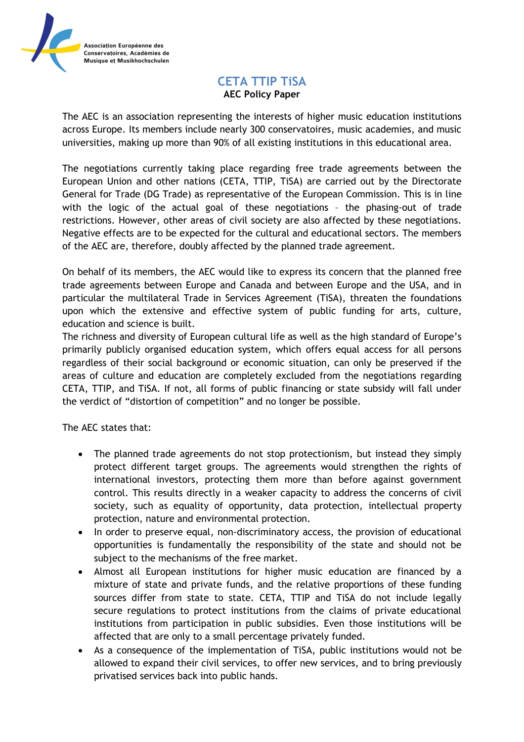Association Européenne des Conservatoires, Académies de Musique et Musikhochschulen

# CETA TTIP TiSA

**AEC Policy Paper**

The AEC is an association representing the interests of higher music education institutions across Europe. Its members include nearly 300 conservatoires, music academies, and music universities, making up more than 90% of all existing institutions in this educational area.

The negotiations currently taking place regarding free trade agreements between the European Union and other nations (CETA, TTIP, TiSA) are carried out by the Directorate General for Trade (DG Trade) as representative of the European Commission. This is in line with the logic of the actual goal of these negotiations – the phasing-out of trade restrictions. However, other areas of civil society are also affected by these negotiations. Negative effects are to be expected for the cultural and educational sectors. The members of the AEC are, therefore, doubly affected by the planned trade agreement.

On behalf of its members, the AEC would like to express its concern that the planned free trade agreements between Europe and Canada and between Europe and the USA, and in particular the multilateral Trade in Services Agreement (TiSA), threaten the foundations upon which the extensive and effective system of public funding for arts, culture, education and science is built.
The richness and diversity of European cultural life as well as the high standard of Europe's primarily publicly organised education system, which offers equal access for all persons regardless of their social background or economic situation, can only be preserved if the areas of culture and education are completely excluded from the negotiations regarding CETA, TTIP, and TiSA. If not, all forms of public financing or state subsidy will fall under the verdict of "distortion of competition" and no longer be possible.

The AEC states that:

- The planned trade agreements do not stop protectionism, but instead they simply protect different target groups. The agreements would strengthen the rights of international investors, protecting them more than before against government control. This results directly in a weaker capacity to address the concerns of civil society, such as equality of opportunity, data protection, intellectual property protection, nature and environmental protection.
- In order to preserve equal, non-discriminatory access, the provision of educational opportunities is fundamentally the responsibility of the state and should not be subject to the mechanisms of the free market.
- Almost all European institutions for higher music education are financed by a mixture of state and private funds, and the relative proportions of these funding sources differ from state to state. CETA, TTIP and TiSA do not include legally secure regulations to protect institutions from the claims of private educational institutions from participation in public subsidies. Even those institutions will be affected that are only to a small percentage privately funded.
- As a consequence of the implementation of TiSA, public institutions would not be allowed to expand their civil services, to offer new services, and to bring previously privatised services back into public hands.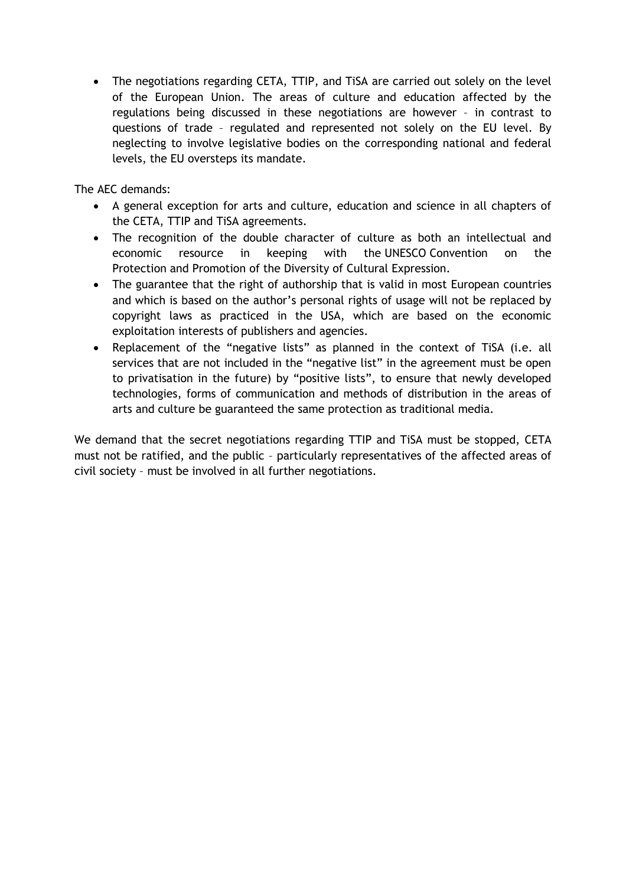- The negotiations regarding CETA, TTIP, and TiSA are carried out solely on the level of the European Union. The areas of culture and education affected by the regulations being discussed in these negotiations are however – in contrast to questions of trade – regulated and represented not solely on the EU level. By neglecting to involve legislative bodies on the corresponding national and federal levels, the EU oversteps its mandate.

The AEC demands:

- A general exception for arts and culture, education and science in all chapters of the CETA, TTIP and TiSA agreements.
- The recognition of the double character of culture as both an intellectual and economic resource in keeping with the UNESCO Convention on the Protection and Promotion of the Diversity of Cultural Expression.
- The guarantee that the right of authorship that is valid in most European countries and which is based on the author's personal rights of usage will not be replaced by copyright laws as practiced in the USA, which are based on the economic exploitation interests of publishers and agencies.
- Replacement of the "negative lists" as planned in the context of TiSA (i.e. all services that are not included in the "negative list" in the agreement must be open to privatisation in the future) by "positive lists", to ensure that newly developed technologies, forms of communication and methods of distribution in the areas of arts and culture be guaranteed the same protection as traditional media.

We demand that the secret negotiations regarding TTIP and TiSA must be stopped, CETA must not be ratified, and the public – particularly representatives of the affected areas of civil society – must be involved in all further negotiations.